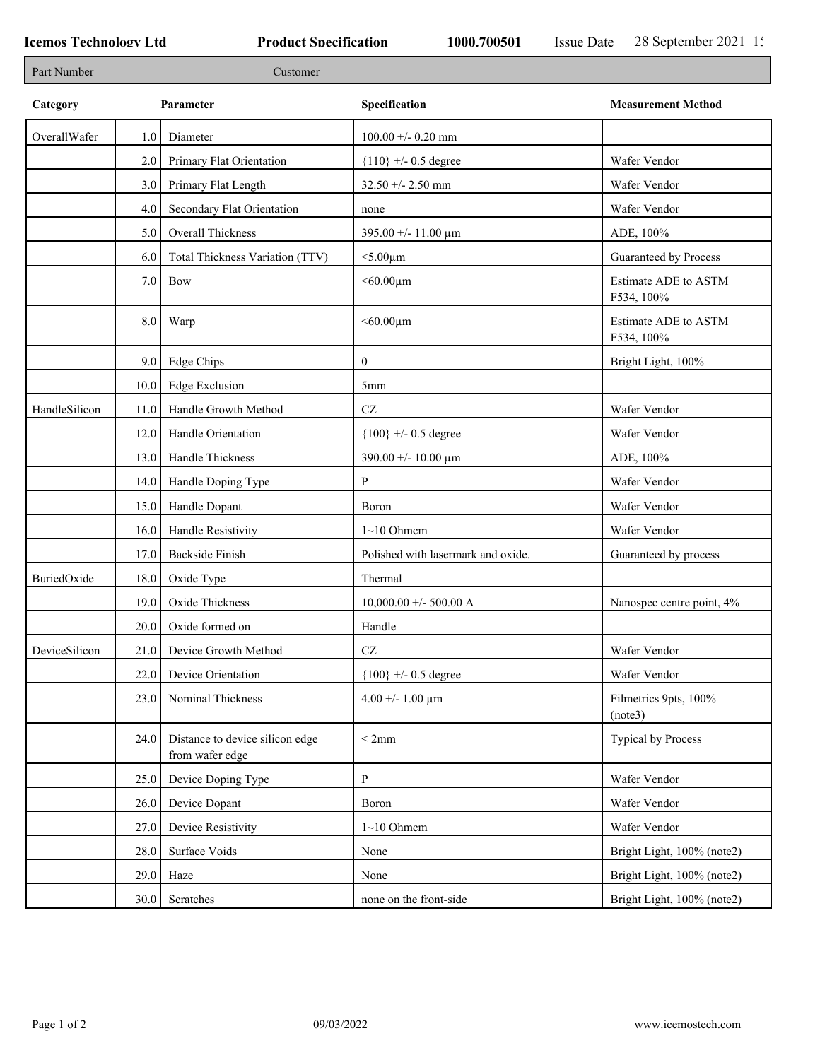**Icemos Technology Ltd** **Product Specification** **1000.700501** Issue Date 28 September 2021 1:

| Part Number | Customer |
|---|---|

| Category | | Parameter | Specification | Measurement Method |
|---|---|---|---|---|
| OverallWafer | 1.0 | Diameter | 100.00 +/- 0.20 mm | |
| | 2.0 | Primary Flat Orientation | {110} +/- 0.5 degree | Wafer Vendor |
| | 3.0 | Primary Flat Length | 32.50 +/- 2.50 mm | Wafer Vendor |
| | 4.0 | Secondary Flat Orientation | none | Wafer Vendor |
| | 5.0 | Overall Thickness | 395.00 +/- 11.00 µm | ADE, 100% |
| | 6.0 | Total Thickness Variation (TTV) | <5.00µm | Guaranteed by Process |
| | 7.0 | Bow | <60.00µm | Estimate ADE to ASTM F534, 100% |
| | 8.0 | Warp | <60.00µm | Estimate ADE to ASTM F534, 100% |
| | 9.0 | Edge Chips | 0 | Bright Light, 100% |
| | 10.0 | Edge Exclusion | 5mm | |
| HandleSilicon | 11.0 | Handle Growth Method | CZ | Wafer Vendor |
| | 12.0 | Handle Orientation | {100} +/- 0.5 degree | Wafer Vendor |
| | 13.0 | Handle Thickness | 390.00 +/- 10.00 µm | ADE, 100% |
| | 14.0 | Handle Doping Type | P | Wafer Vendor |
| | 15.0 | Handle Dopant | Boron | Wafer Vendor |
| | 16.0 | Handle Resistivity | 1~10 Ohmcm | Wafer Vendor |
| | 17.0 | Backside Finish | Polished with lasermark and oxide. | Guaranteed by process |
| BuriedOxide | 18.0 | Oxide Type | Thermal | |
| | 19.0 | Oxide Thickness | 10,000.00 +/- 500.00 A | Nanospec centre point, 4% |
| | 20.0 | Oxide formed on | Handle | |
| DeviceSilicon | 21.0 | Device Growth Method | CZ | Wafer Vendor |
| | 22.0 | Device Orientation | {100} +/- 0.5 degree | Wafer Vendor |
| | 23.0 | Nominal Thickness | 4.00 +/- 1.00 µm | Filmetrics 9pts, 100% (note3) |
| | 24.0 | Distance to device silicon edge from wafer edge | < 2mm | Typical by Process |
| | 25.0 | Device Doping Type | P | Wafer Vendor |
| | 26.0 | Device Dopant | Boron | Wafer Vendor |
| | 27.0 | Device Resistivity | 1~10 Ohmcm | Wafer Vendor |
| | 28.0 | Surface Voids | None | Bright Light, 100% (note2) |
| | 29.0 | Haze | None | Bright Light, 100% (note2) |
| | 30.0 | Scratches | none on the front-side | Bright Light, 100% (note2) |

09/03/2022 www.icemostech.com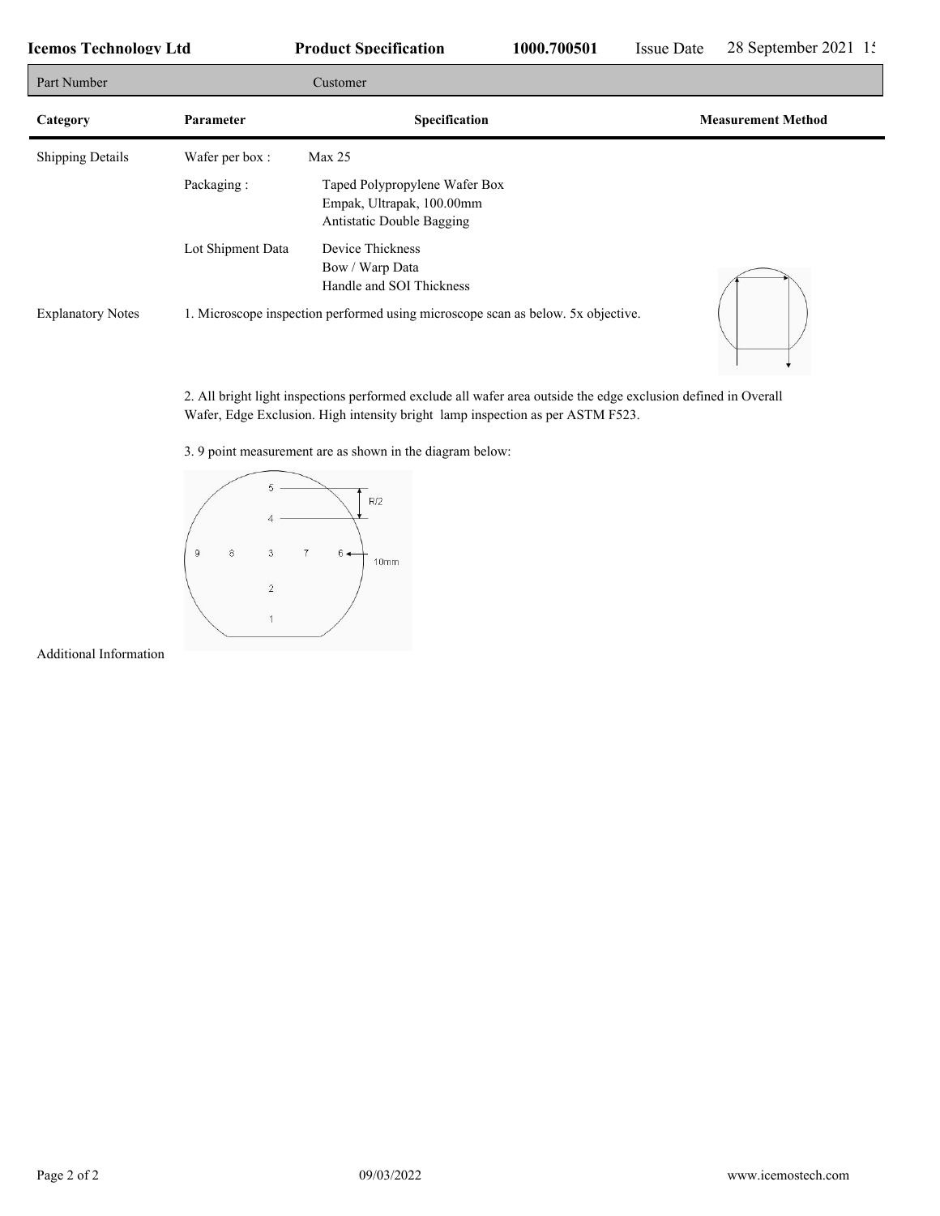| Part Number | Customer | | |
|---|---|---|---|
| **Category** | **Parameter** | **Specification** | **Measurement Method** |
| Shipping Details | Wafer per box : | Max 25 | |
| | Packaging : | Taped Polypropylene Wafer Box<br>Empak, Ultrapak, 100.00mm<br>Antistatic Double Bagging | |
| | Lot Shipment Data | Device Thickness<br>Bow / Warp Data<br>Handle and SOI Thickness | |
| Explanatory Notes | 1. Microscope inspection performed using microscope scan as below. 5x objective. | | |

2. All bright light inspections performed exclude all wafer area outside the edge exclusion defined in Overall Wafer, Edge Exclusion. High intensity bright lamp inspection as per ASTM F523.

3. 9 point measurement are as shown in the diagram below:

5
R/2
4
9 8 3 7 6
10mm
2
1

Additional Information